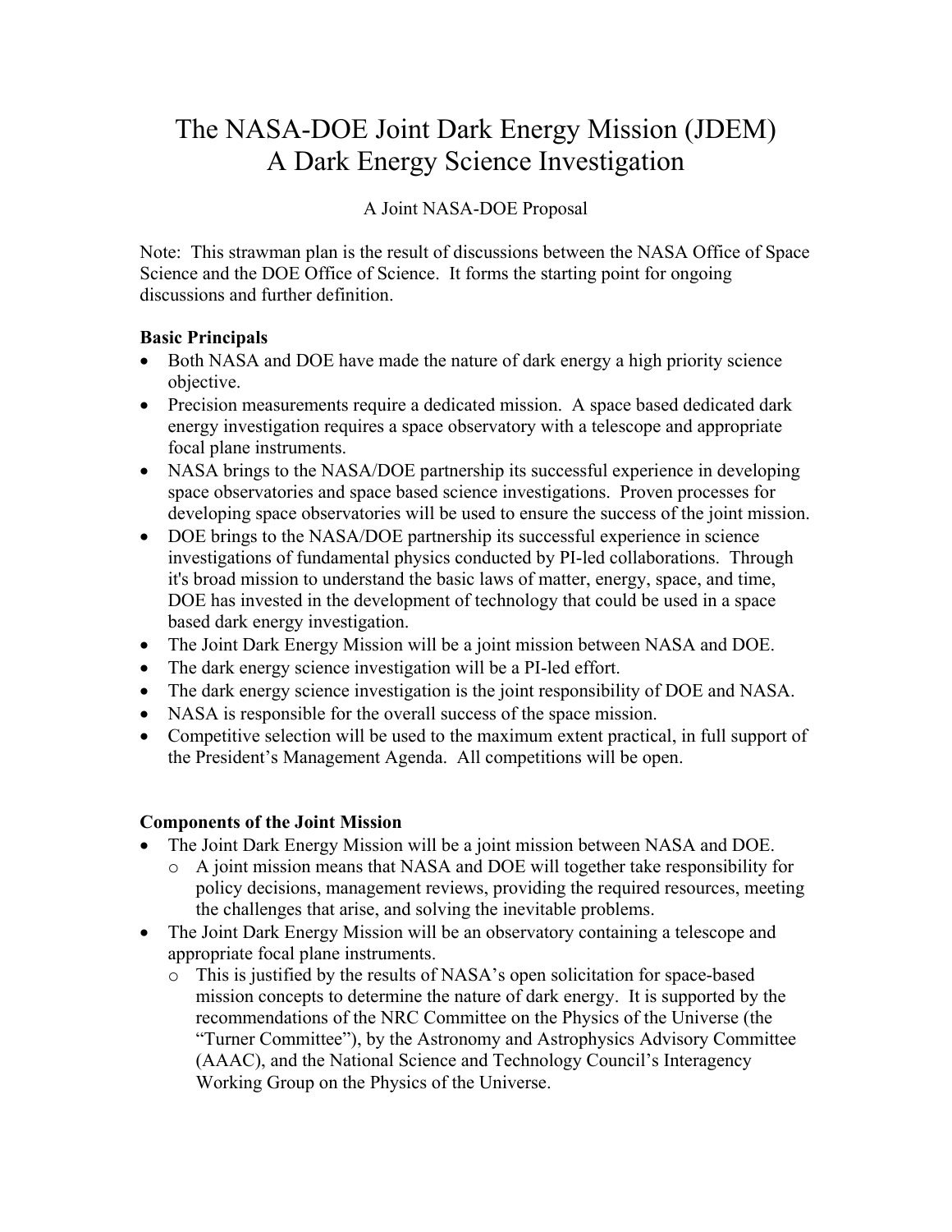# The NASA-DOE Joint Dark Energy Mission (JDEM)
# A Dark Energy Science Investigation

A Joint NASA-DOE Proposal

Note: This strawman plan is the result of discussions between the NASA Office of Space Science and the DOE Office of Science. It forms the starting point for ongoing discussions and further definition.

**Basic Principals**

- Both NASA and DOE have made the nature of dark energy a high priority science objective.
- Precision measurements require a dedicated mission. A space based dedicated dark energy investigation requires a space observatory with a telescope and appropriate focal plane instruments.
- NASA brings to the NASA/DOE partnership its successful experience in developing space observatories and space based science investigations. Proven processes for developing space observatories will be used to ensure the success of the joint mission.
- DOE brings to the NASA/DOE partnership its successful experience in science investigations of fundamental physics conducted by PI-led collaborations. Through it's broad mission to understand the basic laws of matter, energy, space, and time, DOE has invested in the development of technology that could be used in a space based dark energy investigation.
- The Joint Dark Energy Mission will be a joint mission between NASA and DOE.
- The dark energy science investigation will be a PI-led effort.
- The dark energy science investigation is the joint responsibility of DOE and NASA.
- NASA is responsible for the overall success of the space mission.
- Competitive selection will be used to the maximum extent practical, in full support of the President's Management Agenda. All competitions will be open.

**Components of the Joint Mission**

- The Joint Dark Energy Mission will be a joint mission between NASA and DOE.
  - A joint mission means that NASA and DOE will together take responsibility for policy decisions, management reviews, providing the required resources, meeting the challenges that arise, and solving the inevitable problems.
- The Joint Dark Energy Mission will be an observatory containing a telescope and appropriate focal plane instruments.
  - This is justified by the results of NASA's open solicitation for space-based mission concepts to determine the nature of dark energy. It is supported by the recommendations of the NRC Committee on the Physics of the Universe (the "Turner Committee"), by the Astronomy and Astrophysics Advisory Committee (AAAC), and the National Science and Technology Council's Interagency Working Group on the Physics of the Universe.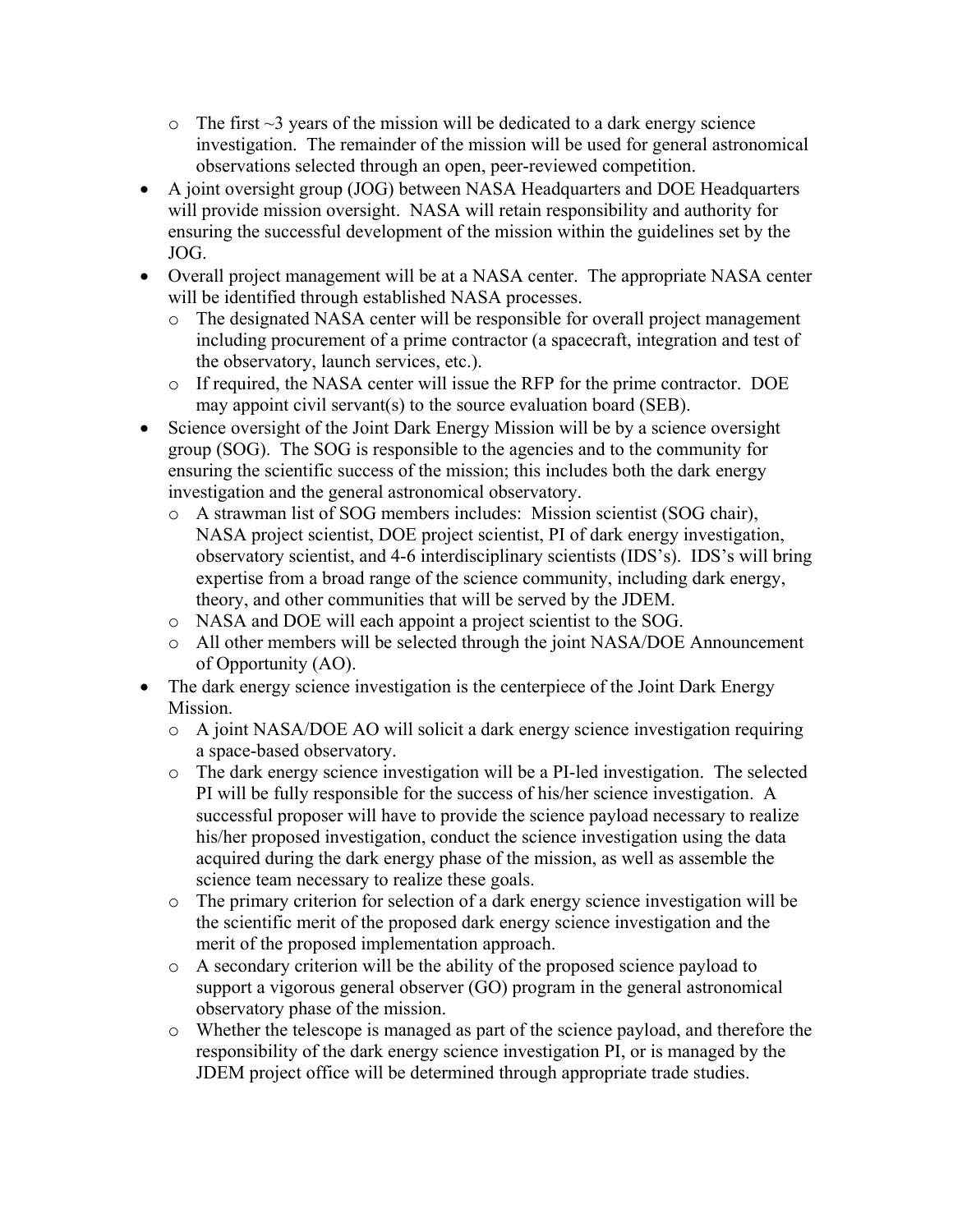- The first ~3 years of the mission will be dedicated to a dark energy science investigation. The remainder of the mission will be used for general astronomical observations selected through an open, peer-reviewed competition.
- A joint oversight group (JOG) between NASA Headquarters and DOE Headquarters will provide mission oversight. NASA will retain responsibility and authority for ensuring the successful development of the mission within the guidelines set by the JOG.
- Overall project management will be at a NASA center. The appropriate NASA center will be identified through established NASA processes.
  - The designated NASA center will be responsible for overall project management including procurement of a prime contractor (a spacecraft, integration and test of the observatory, launch services, etc.).
  - If required, the NASA center will issue the RFP for the prime contractor. DOE may appoint civil servant(s) to the source evaluation board (SEB).
- Science oversight of the Joint Dark Energy Mission will be by a science oversight group (SOG). The SOG is responsible to the agencies and to the community for ensuring the scientific success of the mission; this includes both the dark energy investigation and the general astronomical observatory.
  - A strawman list of SOG members includes: Mission scientist (SOG chair), NASA project scientist, DOE project scientist, PI of dark energy investigation, observatory scientist, and 4-6 interdisciplinary scientists (IDS's). IDS's will bring expertise from a broad range of the science community, including dark energy, theory, and other communities that will be served by the JDEM.
  - NASA and DOE will each appoint a project scientist to the SOG.
  - All other members will be selected through the joint NASA/DOE Announcement of Opportunity (AO).
- The dark energy science investigation is the centerpiece of the Joint Dark Energy Mission.
  - A joint NASA/DOE AO will solicit a dark energy science investigation requiring a space-based observatory.
  - The dark energy science investigation will be a PI-led investigation. The selected PI will be fully responsible for the success of his/her science investigation. A successful proposer will have to provide the science payload necessary to realize his/her proposed investigation, conduct the science investigation using the data acquired during the dark energy phase of the mission, as well as assemble the science team necessary to realize these goals.
  - The primary criterion for selection of a dark energy science investigation will be the scientific merit of the proposed dark energy science investigation and the merit of the proposed implementation approach.
  - A secondary criterion will be the ability of the proposed science payload to support a vigorous general observer (GO) program in the general astronomical observatory phase of the mission.
  - Whether the telescope is managed as part of the science payload, and therefore the responsibility of the dark energy science investigation PI, or is managed by the JDEM project office will be determined through appropriate trade studies.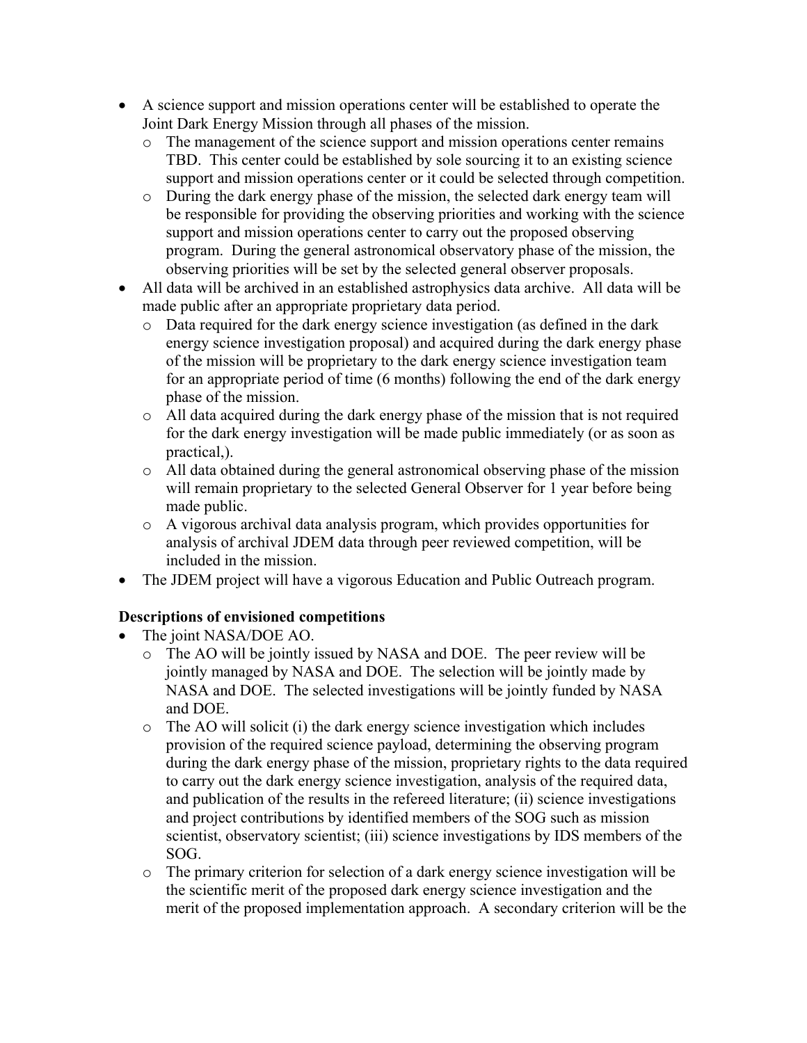- A science support and mission operations center will be established to operate the Joint Dark Energy Mission through all phases of the mission.
  - The management of the science support and mission operations center remains TBD. This center could be established by sole sourcing it to an existing science support and mission operations center or it could be selected through competition.
  - During the dark energy phase of the mission, the selected dark energy team will be responsible for providing the observing priorities and working with the science support and mission operations center to carry out the proposed observing program. During the general astronomical observatory phase of the mission, the observing priorities will be set by the selected general observer proposals.
- All data will be archived in an established astrophysics data archive. All data will be made public after an appropriate proprietary data period.
  - Data required for the dark energy science investigation (as defined in the dark energy science investigation proposal) and acquired during the dark energy phase of the mission will be proprietary to the dark energy science investigation team for an appropriate period of time (6 months) following the end of the dark energy phase of the mission.
  - All data acquired during the dark energy phase of the mission that is not required for the dark energy investigation will be made public immediately (or as soon as practical,).
  - All data obtained during the general astronomical observing phase of the mission will remain proprietary to the selected General Observer for 1 year before being made public.
  - A vigorous archival data analysis program, which provides opportunities for analysis of archival JDEM data through peer reviewed competition, will be included in the mission.
- The JDEM project will have a vigorous Education and Public Outreach program.

**Descriptions of envisioned competitions**

- The joint NASA/DOE AO.
  - The AO will be jointly issued by NASA and DOE. The peer review will be jointly managed by NASA and DOE. The selection will be jointly made by NASA and DOE. The selected investigations will be jointly funded by NASA and DOE.
  - The AO will solicit (i) the dark energy science investigation which includes provision of the required science payload, determining the observing program during the dark energy phase of the mission, proprietary rights to the data required to carry out the dark energy science investigation, analysis of the required data, and publication of the results in the refereed literature; (ii) science investigations and project contributions by identified members of the SOG such as mission scientist, observatory scientist; (iii) science investigations by IDS members of the SOG.
  - The primary criterion for selection of a dark energy science investigation will be the scientific merit of the proposed dark energy science investigation and the merit of the proposed implementation approach. A secondary criterion will be the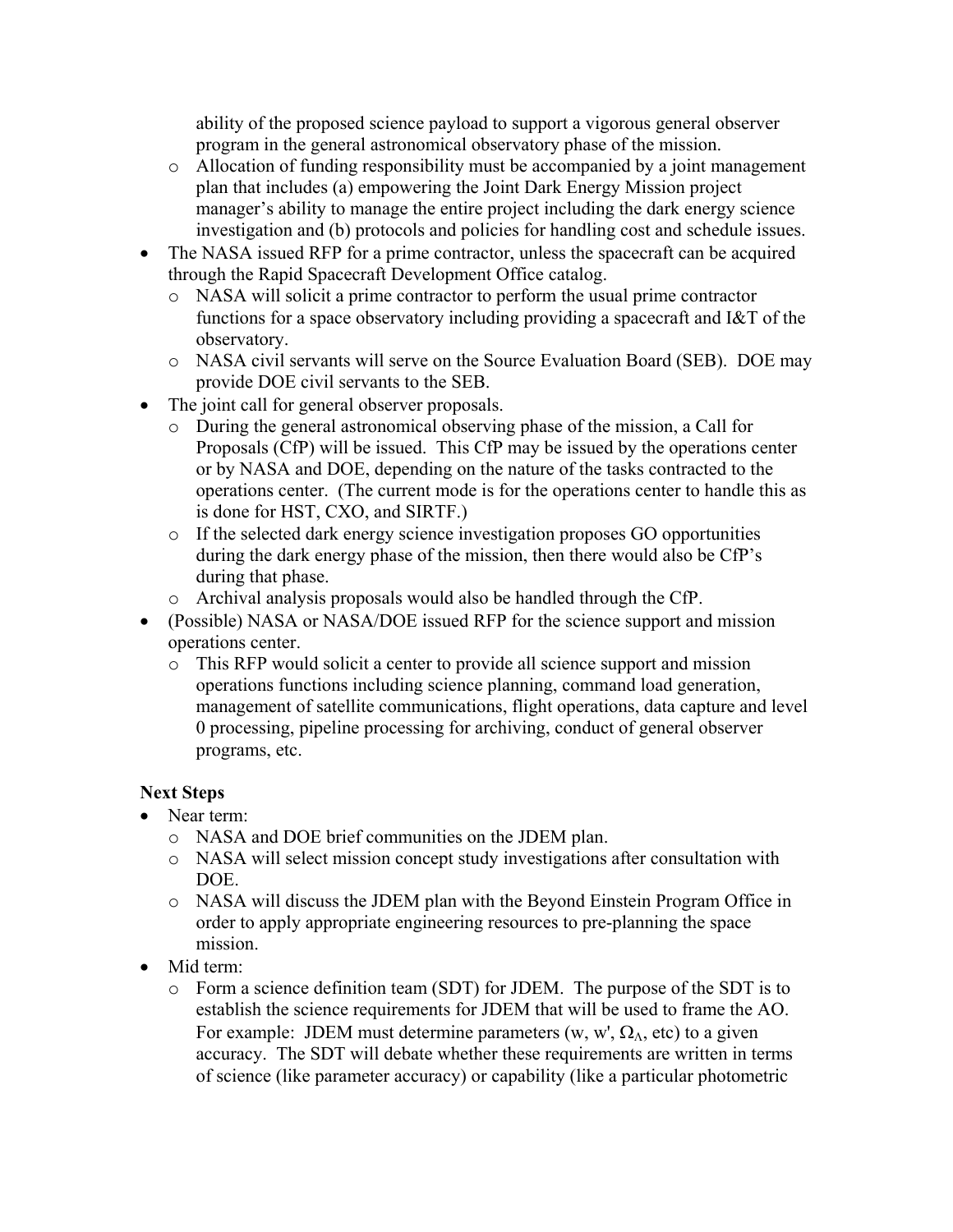ability of the proposed science payload to support a vigorous general observer program in the general astronomical observatory phase of the mission.
    - Allocation of funding responsibility must be accompanied by a joint management plan that includes (a) empowering the Joint Dark Energy Mission project manager's ability to manage the entire project including the dark energy science investigation and (b) protocols and policies for handling cost and schedule issues.
- The NASA issued RFP for a prime contractor, unless the spacecraft can be acquired through the Rapid Spacecraft Development Office catalog.
    - NASA will solicit a prime contractor to perform the usual prime contractor functions for a space observatory including providing a spacecraft and I&T of the observatory.
    - NASA civil servants will serve on the Source Evaluation Board (SEB). DOE may provide DOE civil servants to the SEB.
- The joint call for general observer proposals.
    - During the general astronomical observing phase of the mission, a Call for Proposals (CfP) will be issued. This CfP may be issued by the operations center or by NASA and DOE, depending on the nature of the tasks contracted to the operations center. (The current mode is for the operations center to handle this as is done for HST, CXO, and SIRTF.)
    - If the selected dark energy science investigation proposes GO opportunities during the dark energy phase of the mission, then there would also be CfP's during that phase.
    - Archival analysis proposals would also be handled through the CfP.
- (Possible) NASA or NASA/DOE issued RFP for the science support and mission operations center.
    - This RFP would solicit a center to provide all science support and mission operations functions including science planning, command load generation, management of satellite communications, flight operations, data capture and level 0 processing, pipeline processing for archiving, conduct of general observer programs, etc.

**Next Steps**

- Near term:
    - NASA and DOE brief communities on the JDEM plan.
    - NASA will select mission concept study investigations after consultation with DOE.
    - NASA will discuss the JDEM plan with the Beyond Einstein Program Office in order to apply appropriate engineering resources to pre-planning the space mission.
- Mid term:
    - Form a science definition team (SDT) for JDEM. The purpose of the SDT is to establish the science requirements for JDEM that will be used to frame the AO. For example: JDEM must determine parameters ($w$, $w'$, $\Omega_{\Lambda}$, etc) to a given accuracy. The SDT will debate whether these requirements are written in terms of science (like parameter accuracy) or capability (like a particular photometric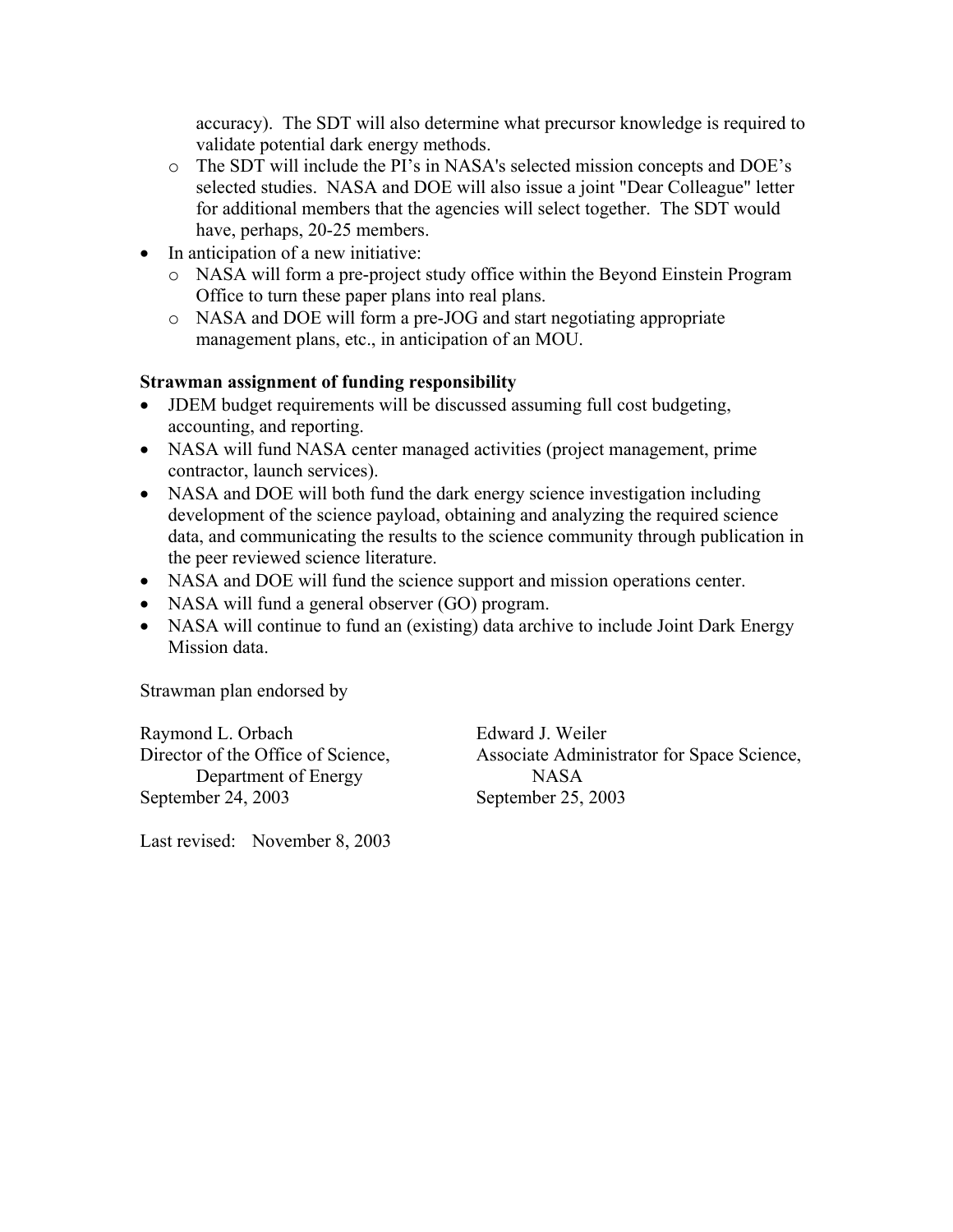accuracy). The SDT will also determine what precursor knowledge is required to validate potential dark energy methods.
  - The SDT will include the PI's in NASA's selected mission concepts and DOE's selected studies. NASA and DOE will also issue a joint "Dear Colleague" letter for additional members that the agencies will select together. The SDT would have, perhaps, 20-25 members.
- In anticipation of a new initiative:
  - NASA will form a pre-project study office within the Beyond Einstein Program Office to turn these paper plans into real plans.
  - NASA and DOE will form a pre-JOG and start negotiating appropriate management plans, etc., in anticipation of an MOU.

**Strawman assignment of funding responsibility**

- JDEM budget requirements will be discussed assuming full cost budgeting, accounting, and reporting.
- NASA will fund NASA center managed activities (project management, prime contractor, launch services).
- NASA and DOE will both fund the dark energy science investigation including development of the science payload, obtaining and analyzing the required science data, and communicating the results to the science community through publication in the peer reviewed science literature.
- NASA and DOE will fund the science support and mission operations center.
- NASA will fund a general observer (GO) program.
- NASA will continue to fund an (existing) data archive to include Joint Dark Energy Mission data.

Strawman plan endorsed by

Raymond L. Orbach
Director of the Office of Science,
Department of Energy
September 24, 2003

Edward J. Weiler
Associate Administrator for Space Science,
NASA
September 25, 2003

Last revised: November 8, 2003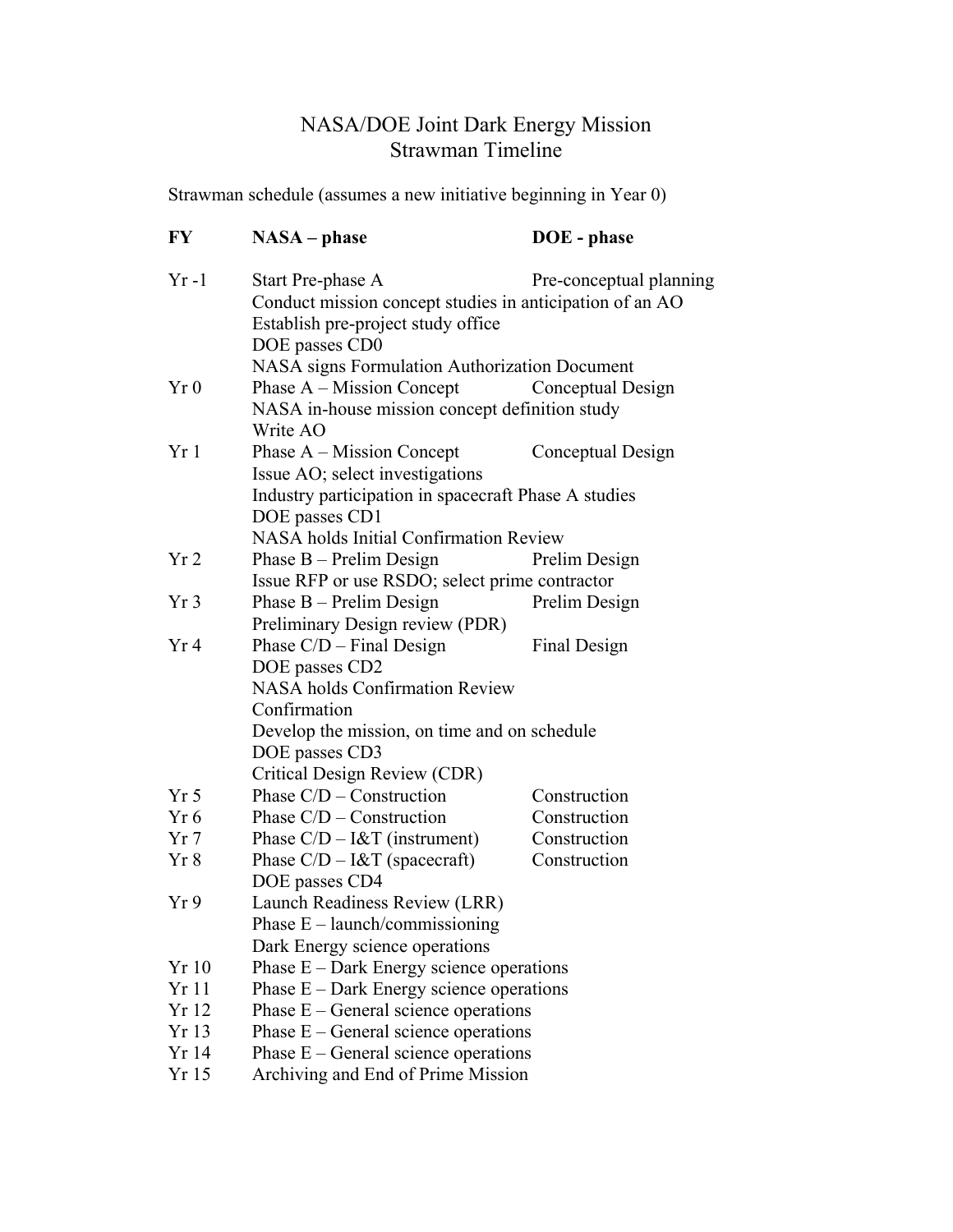# NASA/DOE Joint Dark Energy Mission
## Strawman Timeline

Strawman schedule (assumes a new initiative beginning in Year 0)

| FY | NASA – phase | DOE - phase |
|---|---|---|
| Yr -1 | Start Pre-phase A | Pre-conceptual planning |
| | Conduct mission concept studies in anticipation of an AO | |
| | Establish pre-project study office | |
| | DOE passes CD0 | |
| | NASA signs Formulation Authorization Document | |
| Yr 0 | Phase A – Mission Concept | Conceptual Design |
| | NASA in-house mission concept definition study | |
| | Write AO | |
| Yr 1 | Phase A – Mission Concept | Conceptual Design |
| | Issue AO; select investigations | |
| | Industry participation in spacecraft Phase A studies | |
| | DOE passes CD1 | |
| | NASA holds Initial Confirmation Review | |
| Yr 2 | Phase B – Prelim Design | Prelim Design |
| | Issue RFP or use RSDO; select prime contractor | |
| Yr 3 | Phase B – Prelim Design | Prelim Design |
| | Preliminary Design review (PDR) | |
| Yr 4 | Phase C/D – Final Design | Final Design |
| | DOE passes CD2 | |
| | NASA holds Confirmation Review | |
| | Confirmation | |
| | Develop the mission, on time and on schedule | |
| | DOE passes CD3 | |
| | Critical Design Review (CDR) | |
| Yr 5 | Phase C/D – Construction | Construction |
| Yr 6 | Phase C/D – Construction | Construction |
| Yr 7 | Phase C/D – I&T (instrument) | Construction |
| Yr 8 | Phase C/D – I&T (spacecraft) | Construction |
| | DOE passes CD4 | |
| Yr 9 | Launch Readiness Review (LRR) | |
| | Phase E – launch/commissioning | |
| | Dark Energy science operations | |
| Yr 10 | Phase E – Dark Energy science operations | |
| Yr 11 | Phase E – Dark Energy science operations | |
| Yr 12 | Phase E – General science operations | |
| Yr 13 | Phase E – General science operations | |
| Yr 14 | Phase E – General science operations | |
| Yr 15 | Archiving and End of Prime Mission | |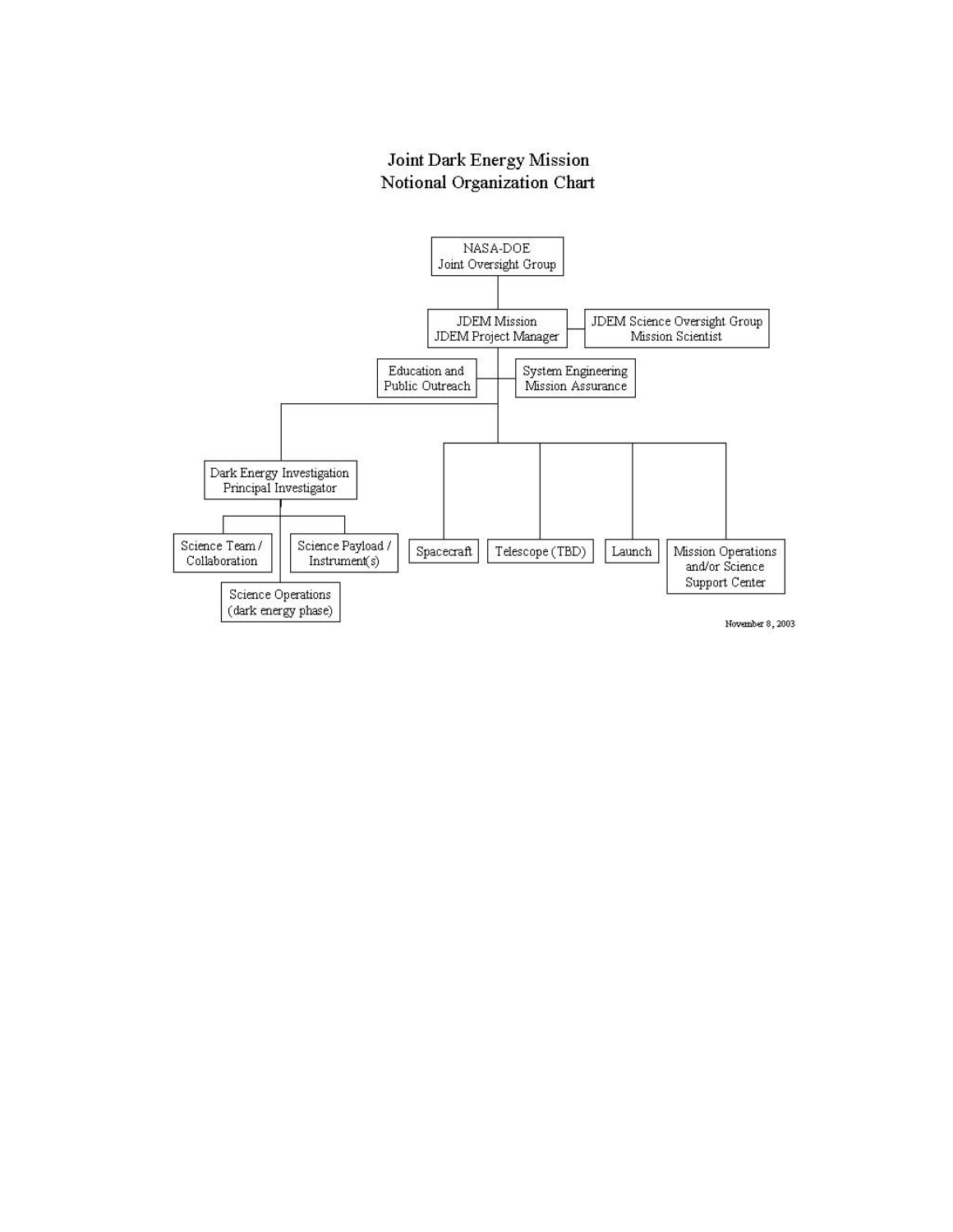# Joint Dark Energy Mission
## Notional Organization Chart

NASA-DOE
Joint Oversight Group

JDEM Mission
JDEM Project Manager

JDEM Science Oversight Group
Mission Scientist

Education and
Public Outreach

System Engineering
Mission Assurance

Dark Energy Investigation
Principal Investigator

Science Team /
Collaboration

Science Payload /
Instrument(s)

Science Operations
(dark energy phase)

Spacecraft

Telescope (TBD)

Launch

Mission Operations
and/or Science
Support Center

November 8, 2003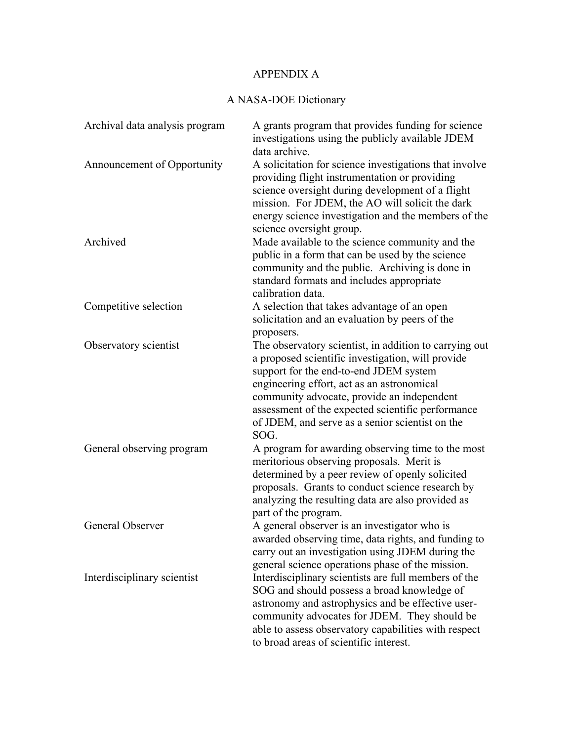# APPENDIX A

## A NASA-DOE Dictionary

| | |
|---|---|
| Archival data analysis program | A grants program that provides funding for science investigations using the publicly available JDEM data archive. |
| Announcement of Opportunity | A solicitation for science investigations that involve providing flight instrumentation or providing science oversight during development of a flight mission. For JDEM, the AO will solicit the dark energy science investigation and the members of the science oversight group. |
| Archived | Made available to the science community and the public in a form that can be used by the science community and the public. Archiving is done in standard formats and includes appropriate calibration data. |
| Competitive selection | A selection that takes advantage of an open solicitation and an evaluation by peers of the proposers. |
| Observatory scientist | The observatory scientist, in addition to carrying out a proposed scientific investigation, will provide support for the end-to-end JDEM system engineering effort, act as an astronomical community advocate, provide an independent assessment of the expected scientific performance of JDEM, and serve as a senior scientist on the SOG. |
| General observing program | A program for awarding observing time to the most meritorious observing proposals. Merit is determined by a peer review of openly solicited proposals. Grants to conduct science research by analyzing the resulting data are also provided as part of the program. |
| General Observer | A general observer is an investigator who is awarded observing time, data rights, and funding to carry out an investigation using JDEM during the general science operations phase of the mission. |
| Interdisciplinary scientist | Interdisciplinary scientists are full members of the SOG and should possess a broad knowledge of astronomy and astrophysics and be effective user-community advocates for JDEM. They should be able to assess observatory capabilities with respect to broad areas of scientific interest. |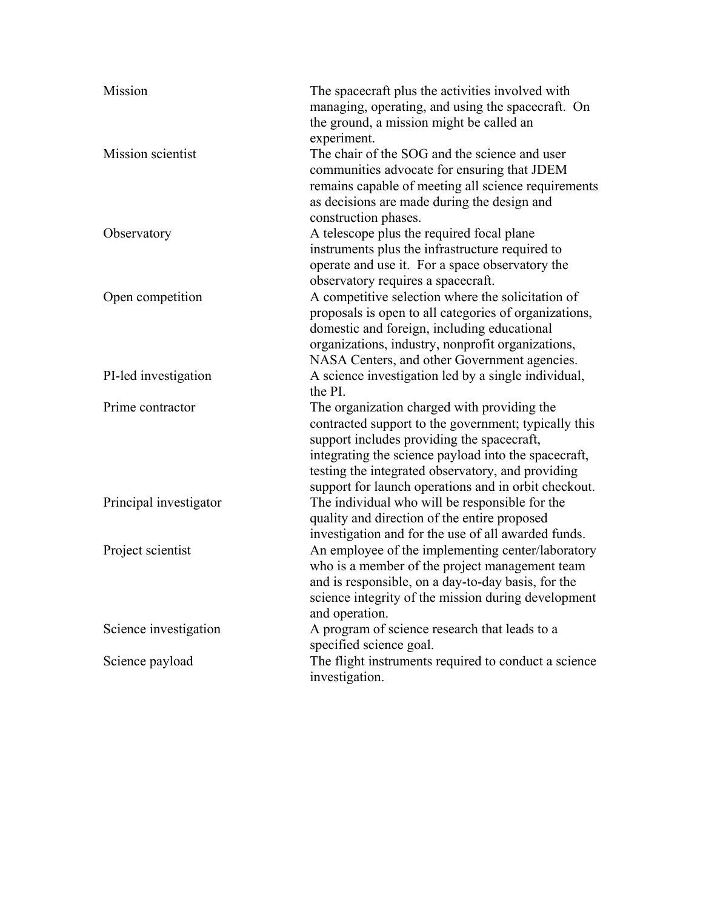| | |
|---|---|
| Mission | The spacecraft plus the activities involved with managing, operating, and using the spacecraft. On the ground, a mission might be called an experiment. |
| Mission scientist | The chair of the SOG and the science and user communities advocate for ensuring that JDEM remains capable of meeting all science requirements as decisions are made during the design and construction phases. |
| Observatory | A telescope plus the required focal plane instruments plus the infrastructure required to operate and use it. For a space observatory the observatory requires a spacecraft. |
| Open competition | A competitive selection where the solicitation of proposals is open to all categories of organizations, domestic and foreign, including educational organizations, industry, nonprofit organizations, NASA Centers, and other Government agencies. |
| PI-led investigation | A science investigation led by a single individual, the PI. |
| Prime contractor | The organization charged with providing the contracted support to the government; typically this support includes providing the spacecraft, integrating the science payload into the spacecraft, testing the integrated observatory, and providing support for launch operations and in orbit checkout. |
| Principal investigator | The individual who will be responsible for the quality and direction of the entire proposed investigation and for the use of all awarded funds. |
| Project scientist | An employee of the implementing center/laboratory who is a member of the project management team and is responsible, on a day-to-day basis, for the science integrity of the mission during development and operation. |
| Science investigation | A program of science research that leads to a specified science goal. |
| Science payload | The flight instruments required to conduct a science investigation. |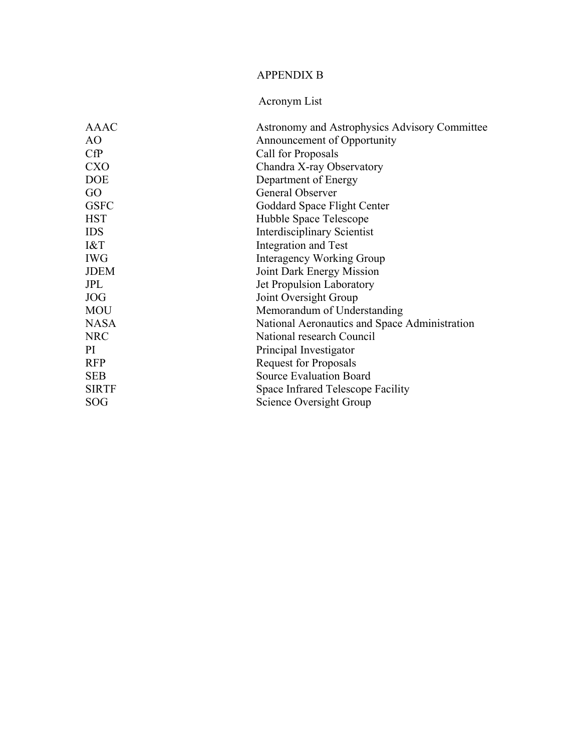# APPENDIX B

## Acronym List

| | |
|---|---|
| AAAC | Astronomy and Astrophysics Advisory Committee |
| AO | Announcement of Opportunity |
| CfP | Call for Proposals |
| CXO | Chandra X-ray Observatory |
| DOE | Department of Energy |
| GO | General Observer |
| GSFC | Goddard Space Flight Center |
| HST | Hubble Space Telescope |
| IDS | Interdisciplinary Scientist |
| I&T | Integration and Test |
| IWG | Interagency Working Group |
| JDEM | Joint Dark Energy Mission |
| JPL | Jet Propulsion Laboratory |
| JOG | Joint Oversight Group |
| MOU | Memorandum of Understanding |
| NASA | National Aeronautics and Space Administration |
| NRC | National research Council |
| PI | Principal Investigator |
| RFP | Request for Proposals |
| SEB | Source Evaluation Board |
| SIRTF | Space Infrared Telescope Facility |
| SOG | Science Oversight Group |